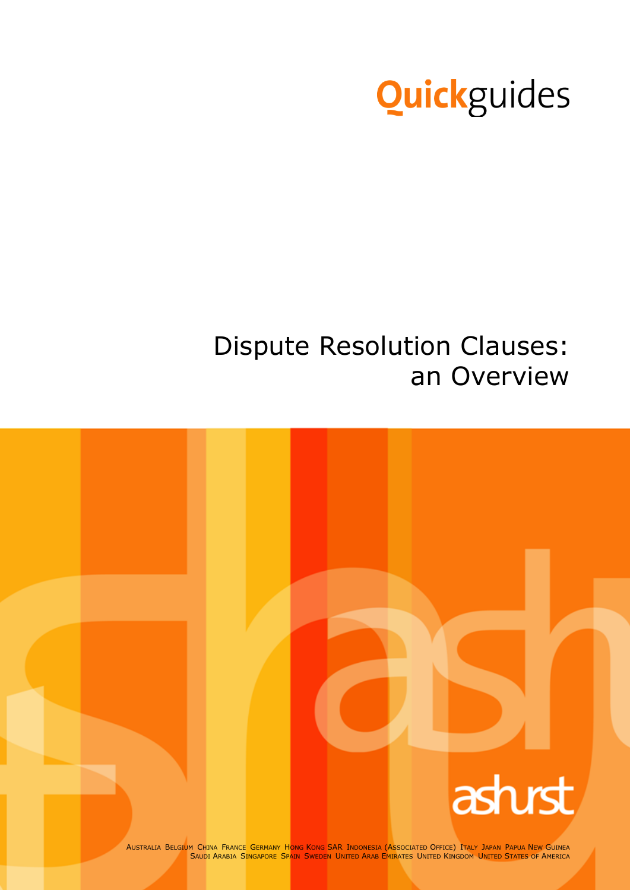**Quick**guides

# Dispute Resolution Clauses: an Overview

ashurst

Australia Belgium China France Germany Hong Kong SAR Indonesia (Associated Office) Italy Japan Papua New Guinea Saudi Arabia Singapore Spain Sweden United Arab Emirates United Kingdom United States of America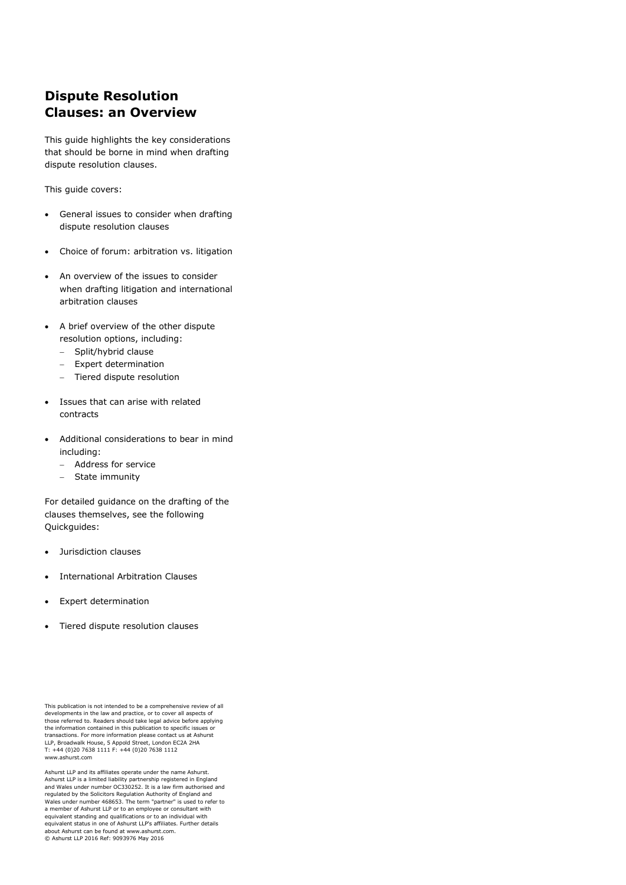# Dispute Resolution Clauses: an Overview

This guide highlights the key considerations that should be borne in mind when drafting dispute resolution clauses.

This guide covers:

- General issues to consider when drafting dispute resolution clauses
- Choice of forum: arbitration vs. litigation
- An overview of the issues to consider when drafting litigation and international arbitration clauses
- A brief overview of the other dispute resolution options, including:
  - Split/hybrid clause
  - Expert determination
  - Tiered dispute resolution
- Issues that can arise with related contracts
- Additional considerations to bear in mind including:
  - Address for service
  - State immunity

For detailed guidance on the drafting of the clauses themselves, see the following Quickguides:

- Jurisdiction clauses
- International Arbitration Clauses
- Expert determination
- Tiered dispute resolution clauses

This publication is not intended to be a comprehensive review of all developments in the law and practice, or to cover all aspects of those referred to. Readers should take legal advice before applying the information contained in this publication to specific issues or transactions. For more information please contact us at Ashurst LLP, Broadwalk House, 5 Appold Street, London EC2A 2HA T: +44 (0)20 7638 1111 F: +44 (0)20 7638 1112 www.ashurst.com

Ashurst LLP and its affiliates operate under the name Ashurst. Ashurst LLP is a limited liability partnership registered in England and Wales under number OC330252. It is a law firm authorised and regulated by the Solicitors Regulation Authority of England and Wales under number 468653. The term "partner" is used to refer to a member of Ashurst LLP or to an employee or consultant with equivalent standing and qualifications or to an individual with equivalent status in one of Ashurst LLP's affiliates. Further details about Ashurst can be found at www.ashurst.com.
© Ashurst LLP 2016 Ref: 9093976 May 2016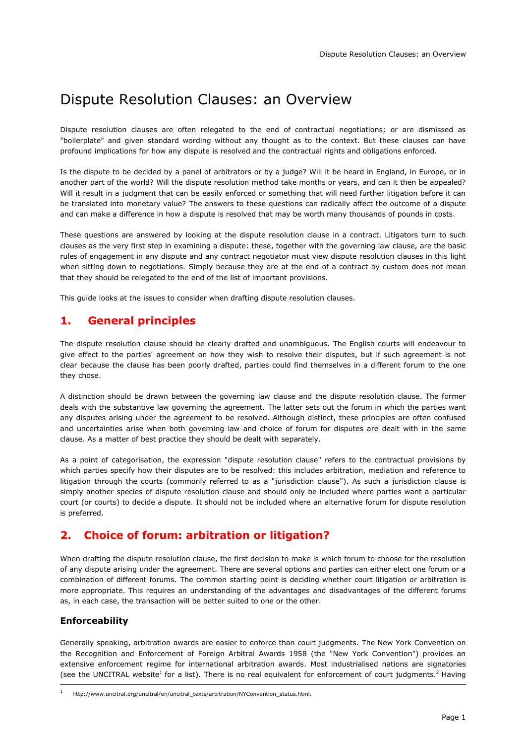# Dispute Resolution Clauses: an Overview

Dispute resolution clauses are often relegated to the end of contractual negotiations; or are dismissed as "boilerplate" and given standard wording without any thought as to the context. But these clauses can have profound implications for how any dispute is resolved and the contractual rights and obligations enforced.

Is the dispute to be decided by a panel of arbitrators or by a judge? Will it be heard in England, in Europe, or in another part of the world? Will the dispute resolution method take months or years, and can it then be appealed? Will it result in a judgment that can be easily enforced or something that will need further litigation before it can be translated into monetary value? The answers to these questions can radically affect the outcome of a dispute and can make a difference in how a dispute is resolved that may be worth many thousands of pounds in costs.

These questions are answered by looking at the dispute resolution clause in a contract. Litigators turn to such clauses as the very first step in examining a dispute: these, together with the governing law clause, are the basic rules of engagement in any dispute and any contract negotiator must view dispute resolution clauses in this light when sitting down to negotiations. Simply because they are at the end of a contract by custom does not mean that they should be relegated to the end of the list of important provisions.

This guide looks at the issues to consider when drafting dispute resolution clauses.

## 1. General principles

The dispute resolution clause should be clearly drafted and unambiguous. The English courts will endeavour to give effect to the parties' agreement on how they wish to resolve their disputes, but if such agreement is not clear because the clause has been poorly drafted, parties could find themselves in a different forum to the one they chose.

A distinction should be drawn between the governing law clause and the dispute resolution clause. The former deals with the substantive law governing the agreement. The latter sets out the forum in which the parties want any disputes arising under the agreement to be resolved. Although distinct, these principles are often confused and uncertainties arise when both governing law and choice of forum for disputes are dealt with in the same clause. As a matter of best practice they should be dealt with separately.

As a point of categorisation, the expression "dispute resolution clause" refers to the contractual provisions by which parties specify how their disputes are to be resolved: this includes arbitration, mediation and reference to litigation through the courts (commonly referred to as a "jurisdiction clause"). As such a jurisdiction clause is simply another species of dispute resolution clause and should only be included where parties want a particular court (or courts) to decide a dispute. It should not be included where an alternative forum for dispute resolution is preferred.

## 2. Choice of forum: arbitration or litigation?

When drafting the dispute resolution clause, the first decision to make is which forum to choose for the resolution of any dispute arising under the agreement. There are several options and parties can either elect one forum or a combination of different forums. The common starting point is deciding whether court litigation or arbitration is more appropriate. This requires an understanding of the advantages and disadvantages of the different forums as, in each case, the transaction will be better suited to one or the other.

### Enforceability

Generally speaking, arbitration awards are easier to enforce than court judgments. The New York Convention on the Recognition and Enforcement of Foreign Arbitral Awards 1958 (the "New York Convention") provides an extensive enforcement regime for international arbitration awards. Most industrialised nations are signatories (see the UNCITRAL website[1] for a list). There is no real equivalent for enforcement of court judgments.[2] Having

[1] http://www.uncitral.org/uncitral/en/uncitral_texts/arbitration/NYConvention_status.html.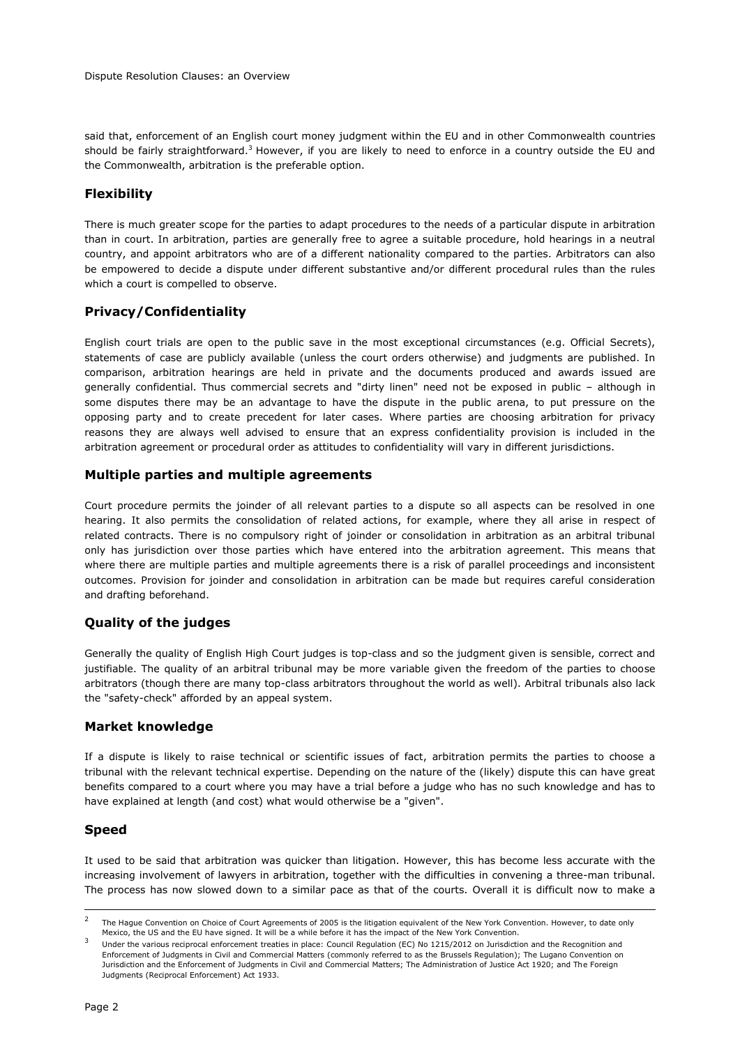said that, enforcement of an English court money judgment within the EU and in other Commonwealth countries should be fairly straightforward.[3] However, if you are likely to need to enforce in a country outside the EU and the Commonwealth, arbitration is the preferable option.

## Flexibility

There is much greater scope for the parties to adapt procedures to the needs of a particular dispute in arbitration than in court. In arbitration, parties are generally free to agree a suitable procedure, hold hearings in a neutral country, and appoint arbitrators who are of a different nationality compared to the parties. Arbitrators can also be empowered to decide a dispute under different substantive and/or different procedural rules than the rules which a court is compelled to observe.

## Privacy/Confidentiality

English court trials are open to the public save in the most exceptional circumstances (e.g. Official Secrets), statements of case are publicly available (unless the court orders otherwise) and judgments are published. In comparison, arbitration hearings are held in private and the documents produced and awards issued are generally confidential. Thus commercial secrets and "dirty linen" need not be exposed in public – although in some disputes there may be an advantage to have the dispute in the public arena, to put pressure on the opposing party and to create precedent for later cases. Where parties are choosing arbitration for privacy reasons they are always well advised to ensure that an express confidentiality provision is included in the arbitration agreement or procedural order as attitudes to confidentiality will vary in different jurisdictions.

## Multiple parties and multiple agreements

Court procedure permits the joinder of all relevant parties to a dispute so all aspects can be resolved in one hearing. It also permits the consolidation of related actions, for example, where they all arise in respect of related contracts. There is no compulsory right of joinder or consolidation in arbitration as an arbitral tribunal only has jurisdiction over those parties which have entered into the arbitration agreement. This means that where there are multiple parties and multiple agreements there is a risk of parallel proceedings and inconsistent outcomes. Provision for joinder and consolidation in arbitration can be made but requires careful consideration and drafting beforehand.

## Quality of the judges

Generally the quality of English High Court judges is top-class and so the judgment given is sensible, correct and justifiable. The quality of an arbitral tribunal may be more variable given the freedom of the parties to choose arbitrators (though there are many top-class arbitrators throughout the world as well). Arbitral tribunals also lack the "safety-check" afforded by an appeal system.

## Market knowledge

If a dispute is likely to raise technical or scientific issues of fact, arbitration permits the parties to choose a tribunal with the relevant technical expertise. Depending on the nature of the (likely) dispute this can have great benefits compared to a court where you may have a trial before a judge who has no such knowledge and has to have explained at length (and cost) what would otherwise be a "given".

## Speed

It used to be said that arbitration was quicker than litigation. However, this has become less accurate with the increasing involvement of lawyers in arbitration, together with the difficulties in convening a three-man tribunal. The process has now slowed down to a similar pace as that of the courts. Overall it is difficult now to make a

---

[2] The Hague Convention on Choice of Court Agreements of 2005 is the litigation equivalent of the New York Convention. However, to date only Mexico, the US and the EU have signed. It will be a while before it has the impact of the New York Convention.

[3] Under the various reciprocal enforcement treaties in place: Council Regulation (EC) No 1215/2012 on Jurisdiction and the Recognition and Enforcement of Judgments in Civil and Commercial Matters (commonly referred to as the Brussels Regulation); The Lugano Convention on Jurisdiction and the Enforcement of Judgments in Civil and Commercial Matters; The Administration of Justice Act 1920; and The Foreign Judgments (Reciprocal Enforcement) Act 1933.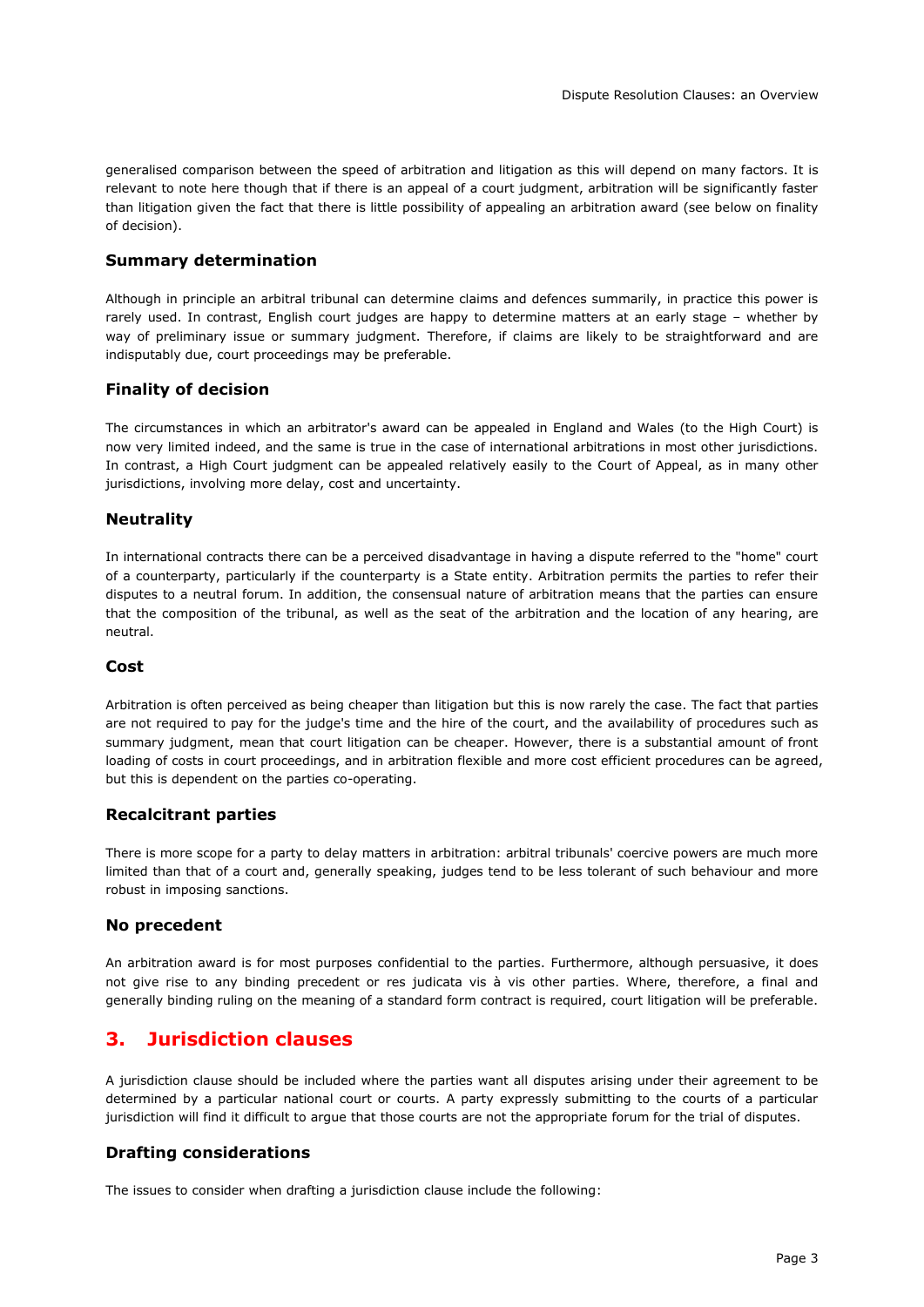generalised comparison between the speed of arbitration and litigation as this will depend on many factors. It is relevant to note here though that if there is an appeal of a court judgment, arbitration will be significantly faster than litigation given the fact that there is little possibility of appealing an arbitration award (see below on finality of decision).

### Summary determination

Although in principle an arbitral tribunal can determine claims and defences summarily, in practice this power is rarely used. In contrast, English court judges are happy to determine matters at an early stage – whether by way of preliminary issue or summary judgment. Therefore, if claims are likely to be straightforward and are indisputably due, court proceedings may be preferable.

### Finality of decision

The circumstances in which an arbitrator's award can be appealed in England and Wales (to the High Court) is now very limited indeed, and the same is true in the case of international arbitrations in most other jurisdictions. In contrast, a High Court judgment can be appealed relatively easily to the Court of Appeal, as in many other jurisdictions, involving more delay, cost and uncertainty.

### Neutrality

In international contracts there can be a perceived disadvantage in having a dispute referred to the "home" court of a counterparty, particularly if the counterparty is a State entity. Arbitration permits the parties to refer their disputes to a neutral forum. In addition, the consensual nature of arbitration means that the parties can ensure that the composition of the tribunal, as well as the seat of the arbitration and the location of any hearing, are neutral.

### Cost

Arbitration is often perceived as being cheaper than litigation but this is now rarely the case. The fact that parties are not required to pay for the judge's time and the hire of the court, and the availability of procedures such as summary judgment, mean that court litigation can be cheaper. However, there is a substantial amount of front loading of costs in court proceedings, and in arbitration flexible and more cost efficient procedures can be agreed, but this is dependent on the parties co-operating.

### Recalcitrant parties

There is more scope for a party to delay matters in arbitration: arbitral tribunals' coercive powers are much more limited than that of a court and, generally speaking, judges tend to be less tolerant of such behaviour and more robust in imposing sanctions.

### No precedent

An arbitration award is for most purposes confidential to the parties. Furthermore, although persuasive, it does not give rise to any binding precedent or res judicata vis à vis other parties. Where, therefore, a final and generally binding ruling on the meaning of a standard form contract is required, court litigation will be preferable.

## 3. Jurisdiction clauses

A jurisdiction clause should be included where the parties want all disputes arising under their agreement to be determined by a particular national court or courts. A party expressly submitting to the courts of a particular jurisdiction will find it difficult to argue that those courts are not the appropriate forum for the trial of disputes.

### Drafting considerations

The issues to consider when drafting a jurisdiction clause include the following: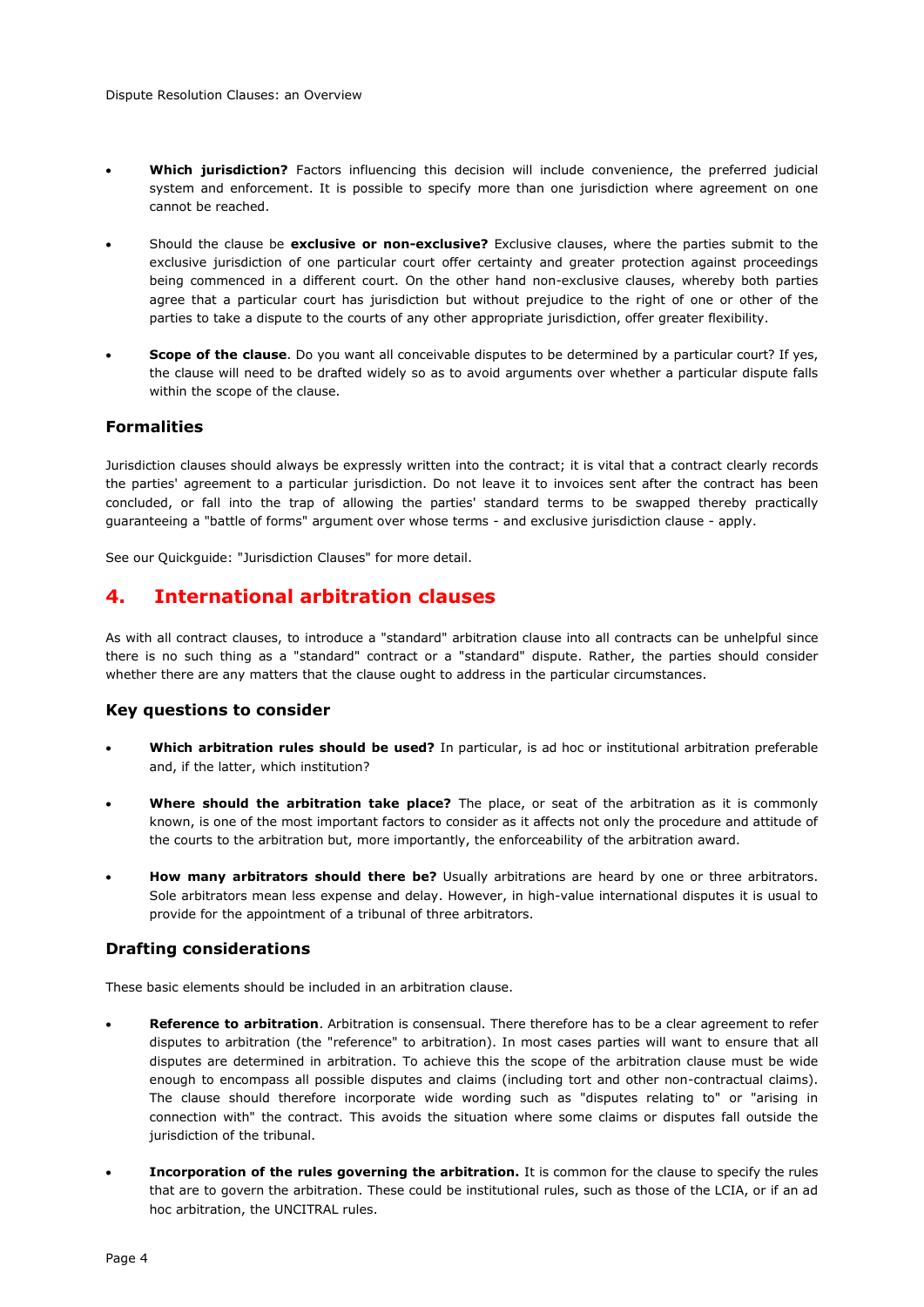- **Which jurisdiction?** Factors influencing this decision will include convenience, the preferred judicial system and enforcement. It is possible to specify more than one jurisdiction where agreement on one cannot be reached.

- Should the clause be **exclusive or non-exclusive?** Exclusive clauses, where the parties submit to the exclusive jurisdiction of one particular court offer certainty and greater protection against proceedings being commenced in a different court. On the other hand non-exclusive clauses, whereby both parties agree that a particular court has jurisdiction but without prejudice to the right of one or other of the parties to take a dispute to the courts of any other appropriate jurisdiction, offer greater flexibility.

- **Scope of the clause**. Do you want all conceivable disputes to be determined by a particular court? If yes, the clause will need to be drafted widely so as to avoid arguments over whether a particular dispute falls within the scope of the clause.

### Formalities

Jurisdiction clauses should always be expressly written into the contract; it is vital that a contract clearly records the parties' agreement to a particular jurisdiction. Do not leave it to invoices sent after the contract has been concluded, or fall into the trap of allowing the parties' standard terms to be swapped thereby practically guaranteeing a "battle of forms" argument over whose terms - and exclusive jurisdiction clause - apply.

See our Quickguide: "Jurisdiction Clauses" for more detail.

## 4. International arbitration clauses

As with all contract clauses, to introduce a "standard" arbitration clause into all contracts can be unhelpful since there is no such thing as a "standard" contract or a "standard" dispute. Rather, the parties should consider whether there are any matters that the clause ought to address in the particular circumstances.

### Key questions to consider

- **Which arbitration rules should be used?** In particular, is ad hoc or institutional arbitration preferable and, if the latter, which institution?

- **Where should the arbitration take place?** The place, or seat of the arbitration as it is commonly known, is one of the most important factors to consider as it affects not only the procedure and attitude of the courts to the arbitration but, more importantly, the enforceability of the arbitration award.

- **How many arbitrators should there be?** Usually arbitrations are heard by one or three arbitrators. Sole arbitrators mean less expense and delay. However, in high-value international disputes it is usual to provide for the appointment of a tribunal of three arbitrators.

### Drafting considerations

These basic elements should be included in an arbitration clause.

- **Reference to arbitration**. Arbitration is consensual. There therefore has to be a clear agreement to refer disputes to arbitration (the "reference" to arbitration). In most cases parties will want to ensure that all disputes are determined in arbitration. To achieve this the scope of the arbitration clause must be wide enough to encompass all possible disputes and claims (including tort and other non-contractual claims). The clause should therefore incorporate wide wording such as "disputes relating to" or "arising in connection with" the contract. This avoids the situation where some claims or disputes fall outside the jurisdiction of the tribunal.

- **Incorporation of the rules governing the arbitration.** It is common for the clause to specify the rules that are to govern the arbitration. These could be institutional rules, such as those of the LCIA, or if an ad hoc arbitration, the UNCITRAL rules.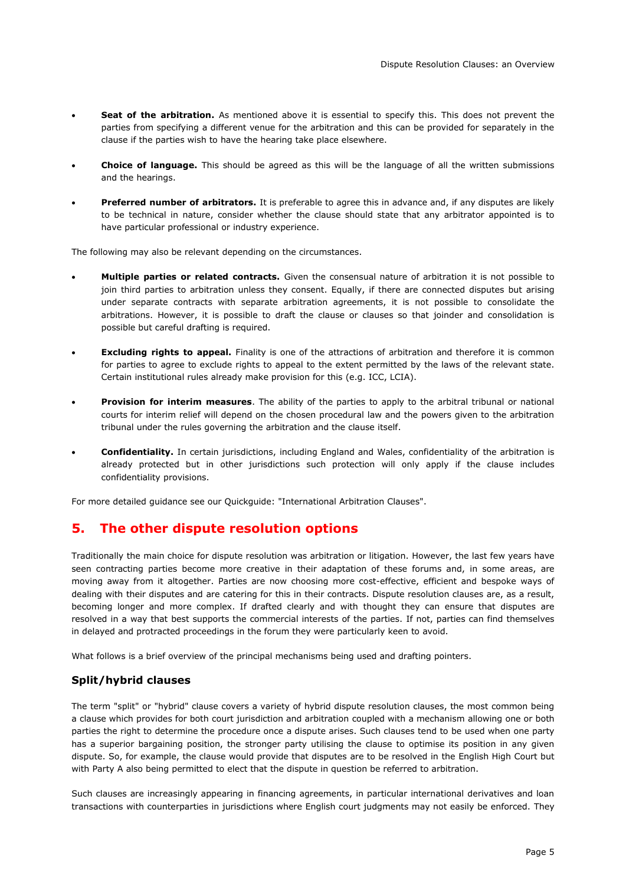- **Seat of the arbitration.** As mentioned above it is essential to specify this. This does not prevent the parties from specifying a different venue for the arbitration and this can be provided for separately in the clause if the parties wish to have the hearing take place elsewhere.

- **Choice of language.** This should be agreed as this will be the language of all the written submissions and the hearings.

- **Preferred number of arbitrators.** It is preferable to agree this in advance and, if any disputes are likely to be technical in nature, consider whether the clause should state that any arbitrator appointed is to have particular professional or industry experience.

The following may also be relevant depending on the circumstances.

- **Multiple parties or related contracts.** Given the consensual nature of arbitration it is not possible to join third parties to arbitration unless they consent. Equally, if there are connected disputes but arising under separate contracts with separate arbitration agreements, it is not possible to consolidate the arbitrations. However, it is possible to draft the clause or clauses so that joinder and consolidation is possible but careful drafting is required.

- **Excluding rights to appeal.** Finality is one of the attractions of arbitration and therefore it is common for parties to agree to exclude rights to appeal to the extent permitted by the laws of the relevant state. Certain institutional rules already make provision for this (e.g. ICC, LCIA).

- **Provision for interim measures**. The ability of the parties to apply to the arbitral tribunal or national courts for interim relief will depend on the chosen procedural law and the powers given to the arbitration tribunal under the rules governing the arbitration and the clause itself.

- **Confidentiality.** In certain jurisdictions, including England and Wales, confidentiality of the arbitration is already protected but in other jurisdictions such protection will only apply if the clause includes confidentiality provisions.

For more detailed guidance see our Quickguide: "International Arbitration Clauses".

## 5. The other dispute resolution options

Traditionally the main choice for dispute resolution was arbitration or litigation. However, the last few years have seen contracting parties become more creative in their adaptation of these forums and, in some areas, are moving away from it altogether. Parties are now choosing more cost-effective, efficient and bespoke ways of dealing with their disputes and are catering for this in their contracts. Dispute resolution clauses are, as a result, becoming longer and more complex. If drafted clearly and with thought they can ensure that disputes are resolved in a way that best supports the commercial interests of the parties. If not, parties can find themselves in delayed and protracted proceedings in the forum they were particularly keen to avoid.

What follows is a brief overview of the principal mechanisms being used and drafting pointers.

### Split/hybrid clauses

The term "split" or "hybrid" clause covers a variety of hybrid dispute resolution clauses, the most common being a clause which provides for both court jurisdiction and arbitration coupled with a mechanism allowing one or both parties the right to determine the procedure once a dispute arises. Such clauses tend to be used when one party has a superior bargaining position, the stronger party utilising the clause to optimise its position in any given dispute. So, for example, the clause would provide that disputes are to be resolved in the English High Court but with Party A also being permitted to elect that the dispute in question be referred to arbitration.

Such clauses are increasingly appearing in financing agreements, in particular international derivatives and loan transactions with counterparties in jurisdictions where English court judgments may not easily be enforced. They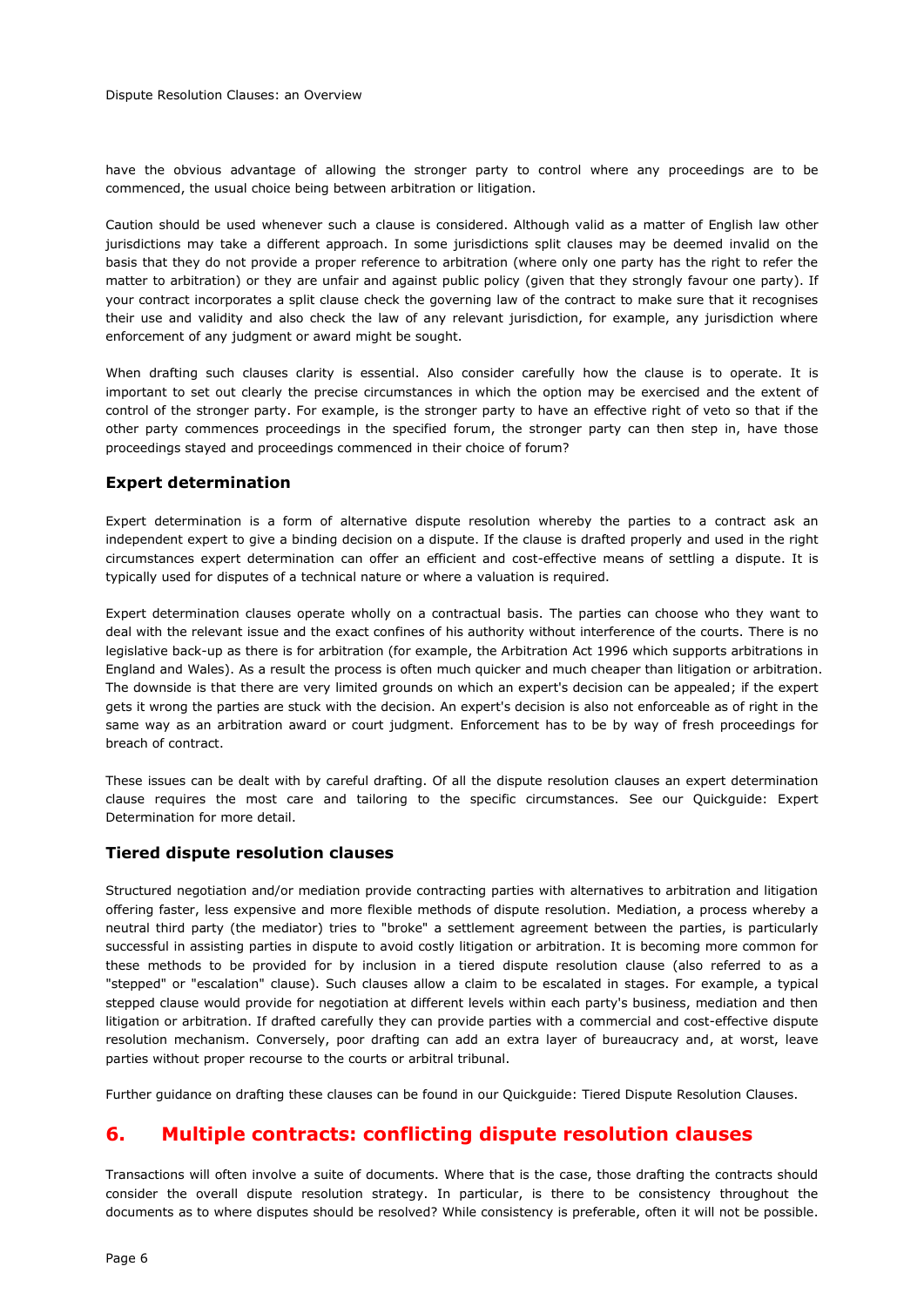have the obvious advantage of allowing the stronger party to control where any proceedings are to be commenced, the usual choice being between arbitration or litigation.

Caution should be used whenever such a clause is considered. Although valid as a matter of English law other jurisdictions may take a different approach. In some jurisdictions split clauses may be deemed invalid on the basis that they do not provide a proper reference to arbitration (where only one party has the right to refer the matter to arbitration) or they are unfair and against public policy (given that they strongly favour one party). If your contract incorporates a split clause check the governing law of the contract to make sure that it recognises their use and validity and also check the law of any relevant jurisdiction, for example, any jurisdiction where enforcement of any judgment or award might be sought.

When drafting such clauses clarity is essential. Also consider carefully how the clause is to operate. It is important to set out clearly the precise circumstances in which the option may be exercised and the extent of control of the stronger party. For example, is the stronger party to have an effective right of veto so that if the other party commences proceedings in the specified forum, the stronger party can then step in, have those proceedings stayed and proceedings commenced in their choice of forum?

### Expert determination

Expert determination is a form of alternative dispute resolution whereby the parties to a contract ask an independent expert to give a binding decision on a dispute. If the clause is drafted properly and used in the right circumstances expert determination can offer an efficient and cost-effective means of settling a dispute. It is typically used for disputes of a technical nature or where a valuation is required.

Expert determination clauses operate wholly on a contractual basis. The parties can choose who they want to deal with the relevant issue and the exact confines of his authority without interference of the courts. There is no legislative back-up as there is for arbitration (for example, the Arbitration Act 1996 which supports arbitrations in England and Wales). As a result the process is often much quicker and much cheaper than litigation or arbitration. The downside is that there are very limited grounds on which an expert's decision can be appealed; if the expert gets it wrong the parties are stuck with the decision. An expert's decision is also not enforceable as of right in the same way as an arbitration award or court judgment. Enforcement has to be by way of fresh proceedings for breach of contract.

These issues can be dealt with by careful drafting. Of all the dispute resolution clauses an expert determination clause requires the most care and tailoring to the specific circumstances. See our Quickguide: Expert Determination for more detail.

### Tiered dispute resolution clauses

Structured negotiation and/or mediation provide contracting parties with alternatives to arbitration and litigation offering faster, less expensive and more flexible methods of dispute resolution. Mediation, a process whereby a neutral third party (the mediator) tries to "broke" a settlement agreement between the parties, is particularly successful in assisting parties in dispute to avoid costly litigation or arbitration. It is becoming more common for these methods to be provided for by inclusion in a tiered dispute resolution clause (also referred to as a "stepped" or "escalation" clause). Such clauses allow a claim to be escalated in stages. For example, a typical stepped clause would provide for negotiation at different levels within each party's business, mediation and then litigation or arbitration. If drafted carefully they can provide parties with a commercial and cost-effective dispute resolution mechanism. Conversely, poor drafting can add an extra layer of bureaucracy and, at worst, leave parties without proper recourse to the courts or arbitral tribunal.

Further guidance on drafting these clauses can be found in our Quickguide: Tiered Dispute Resolution Clauses.

## 6. Multiple contracts: conflicting dispute resolution clauses

Transactions will often involve a suite of documents. Where that is the case, those drafting the contracts should consider the overall dispute resolution strategy. In particular, is there to be consistency throughout the documents as to where disputes should be resolved? While consistency is preferable, often it will not be possible.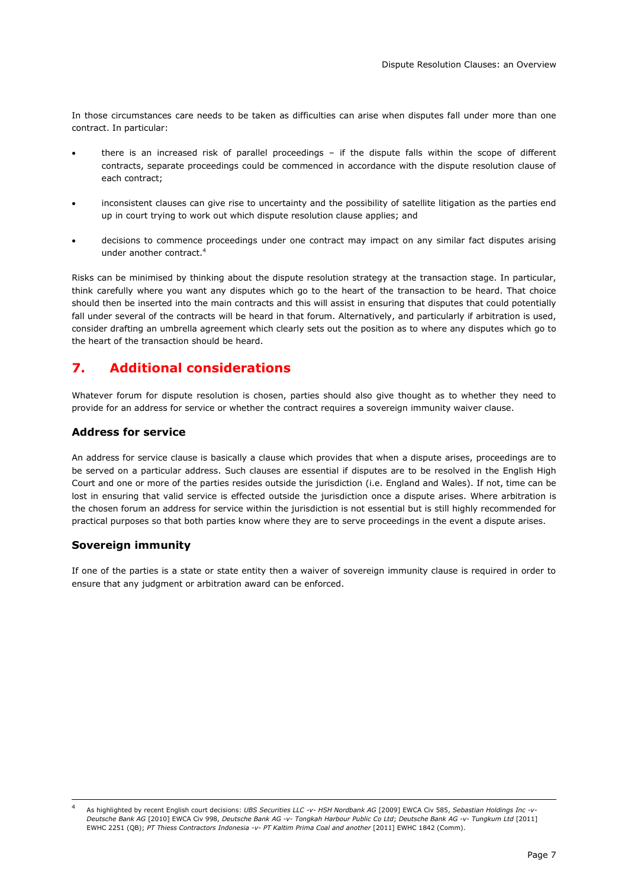In those circumstances care needs to be taken as difficulties can arise when disputes fall under more than one contract. In particular:

- there is an increased risk of parallel proceedings – if the dispute falls within the scope of different contracts, separate proceedings could be commenced in accordance with the dispute resolution clause of each contract;
- inconsistent clauses can give rise to uncertainty and the possibility of satellite litigation as the parties end up in court trying to work out which dispute resolution clause applies; and
- decisions to commence proceedings under one contract may impact on any similar fact disputes arising under another contract.[4]

Risks can be minimised by thinking about the dispute resolution strategy at the transaction stage. In particular, think carefully where you want any disputes which go to the heart of the transaction to be heard. That choice should then be inserted into the main contracts and this will assist in ensuring that disputes that could potentially fall under several of the contracts will be heard in that forum. Alternatively, and particularly if arbitration is used, consider drafting an umbrella agreement which clearly sets out the position as to where any disputes which go to the heart of the transaction should be heard.

## 7. Additional considerations

Whatever forum for dispute resolution is chosen, parties should also give thought as to whether they need to provide for an address for service or whether the contract requires a sovereign immunity waiver clause.

### Address for service

An address for service clause is basically a clause which provides that when a dispute arises, proceedings are to be served on a particular address. Such clauses are essential if disputes are to be resolved in the English High Court and one or more of the parties resides outside the jurisdiction (i.e. England and Wales). If not, time can be lost in ensuring that valid service is effected outside the jurisdiction once a dispute arises. Where arbitration is the chosen forum an address for service within the jurisdiction is not essential but is still highly recommended for practical purposes so that both parties know where they are to serve proceedings in the event a dispute arises.

### Sovereign immunity

If one of the parties is a state or state entity then a waiver of sovereign immunity clause is required in order to ensure that any judgment or arbitration award can be enforced.

---

[4] As highlighted by recent English court decisions: *UBS Securities LLC -v- HSH Nordbank AG* [2009] EWCA Civ 585, *Sebastian Holdings Inc -v- Deutsche Bank AG* [2010] EWCA Civ 998, *Deutsche Bank AG -v- Tongkah Harbour Public Co Ltd*; *Deutsche Bank AG -v- Tungkum Ltd* [2011] EWHC 2251 (QB); *PT Thiess Contractors Indonesia -v- PT Kaltim Prima Coal and another* [2011] EWHC 1842 (Comm).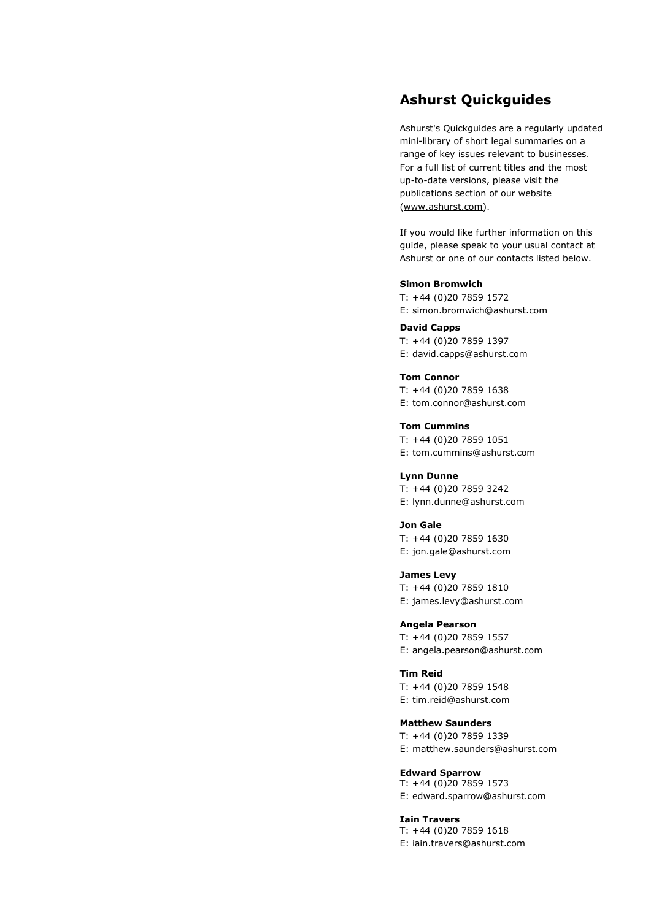## Ashurst Quickguides

Ashurst's Quickguides are a regularly updated mini-library of short legal summaries on a range of key issues relevant to businesses. For a full list of current titles and the most up-to-date versions, please visit the publications section of our website (www.ashurst.com).

If you would like further information on this guide, please speak to your usual contact at Ashurst or one of our contacts listed below.

**Simon Bromwich**
T: +44 (0)20 7859 1572
E: simon.bromwich@ashurst.com

**David Capps**
T: +44 (0)20 7859 1397
E: david.capps@ashurst.com

**Tom Connor**
T: +44 (0)20 7859 1638
E: tom.connor@ashurst.com

**Tom Cummins**
T: +44 (0)20 7859 1051
E: tom.cummins@ashurst.com

**Lynn Dunne**
T: +44 (0)20 7859 3242
E: lynn.dunne@ashurst.com

**Jon Gale**
T: +44 (0)20 7859 1630
E: jon.gale@ashurst.com

**James Levy**
T: +44 (0)20 7859 1810
E: james.levy@ashurst.com

**Angela Pearson**
T: +44 (0)20 7859 1557
E: angela.pearson@ashurst.com

**Tim Reid**
T: +44 (0)20 7859 1548
E: tim.reid@ashurst.com

**Matthew Saunders**
T: +44 (0)20 7859 1339
E: matthew.saunders@ashurst.com

**Edward Sparrow**
T: +44 (0)20 7859 1573
E: edward.sparrow@ashurst.com

**Iain Travers**
T: +44 (0)20 7859 1618
E: iain.travers@ashurst.com